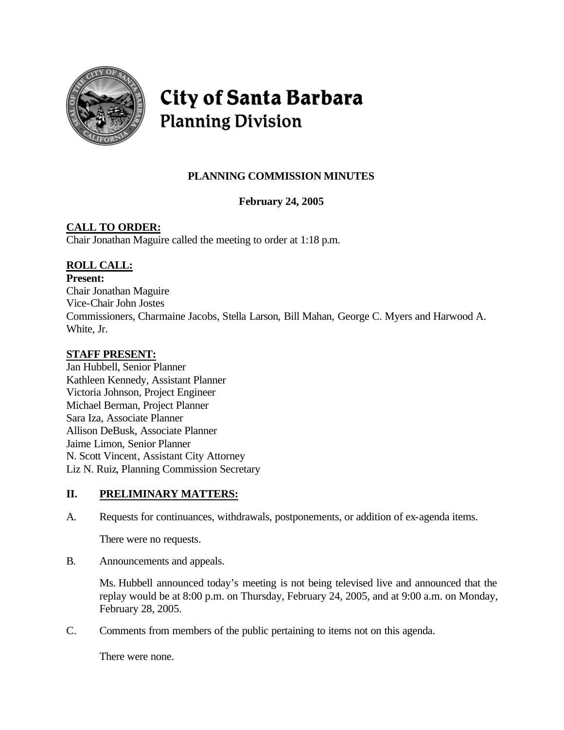# City of Santa Barbara
## Planning Division

**PLANNING COMMISSION MINUTES**

**February 24, 2005**

**CALL TO ORDER:**

Chair Jonathan Maguire called the meeting to order at 1:18 p.m.

**ROLL CALL:**

**Present:**

Chair Jonathan Maguire
Vice-Chair John Jostes
Commissioners, Charmaine Jacobs, Stella Larson, Bill Mahan, George C. Myers and Harwood A. White, Jr.

**STAFF PRESENT:**

Jan Hubbell, Senior Planner
Kathleen Kennedy, Assistant Planner
Victoria Johnson, Project Engineer
Michael Berman, Project Planner
Sara Iza, Associate Planner
Allison DeBusk, Associate Planner
Jaime Limon, Senior Planner
N. Scott Vincent, Assistant City Attorney
Liz N. Ruiz, Planning Commission Secretary

## II. PRELIMINARY MATTERS:

A. Requests for continuances, withdrawals, postponements, or addition of ex-agenda items.

There were no requests.

B. Announcements and appeals.

Ms. Hubbell announced today's meeting is not being televised live and announced that the replay would be at 8:00 p.m. on Thursday, February 24, 2005, and at 9:00 a.m. on Monday, February 28, 2005.

C. Comments from members of the public pertaining to items not on this agenda.

There were none.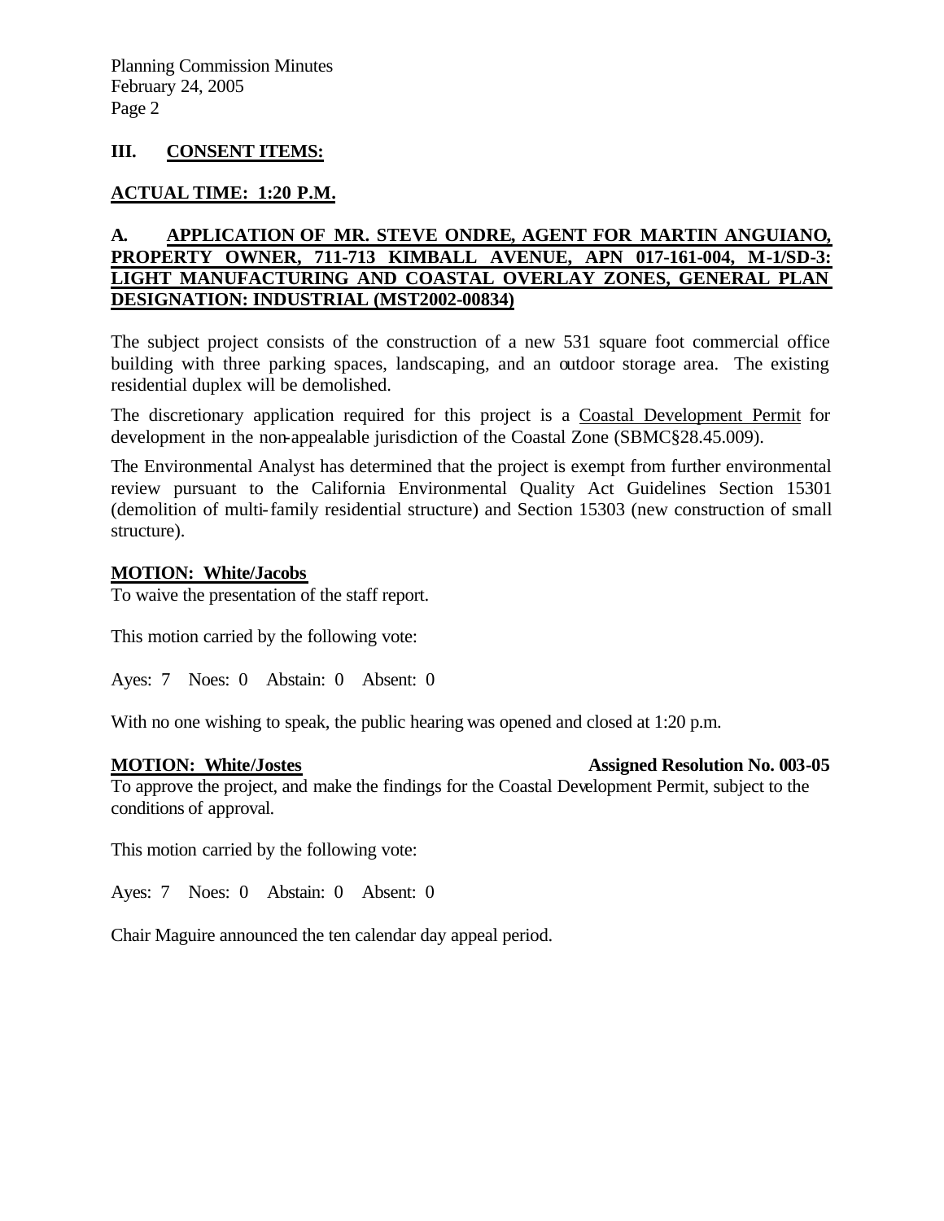## III. CONSENT ITEMS:

**ACTUAL TIME: 1:20 P.M.**

### A. APPLICATION OF MR. STEVE ONDRE, AGENT FOR MARTIN ANGUIANO, PROPERTY OWNER, 711-713 KIMBALL AVENUE, APN 017-161-004, M-1/SD-3: LIGHT MANUFACTURING AND COASTAL OVERLAY ZONES, GENERAL PLAN DESIGNATION: INDUSTRIAL (MST2002-00834)

The subject project consists of the construction of a new 531 square foot commercial office building with three parking spaces, landscaping, and an outdoor storage area. The existing residential duplex will be demolished.

The discretionary application required for this project is a Coastal Development Permit for development in the non-appealable jurisdiction of the Coastal Zone (SBMC§28.45.009).

The Environmental Analyst has determined that the project is exempt from further environmental review pursuant to the California Environmental Quality Act Guidelines Section 15301 (demolition of multi-family residential structure) and Section 15303 (new construction of small structure).

**MOTION: White/Jacobs**

To waive the presentation of the staff report.

This motion carried by the following vote:

Ayes: 7 Noes: 0 Abstain: 0 Absent: 0

With no one wishing to speak, the public hearing was opened and closed at 1:20 p.m.

**MOTION: White/Jostes** **Assigned Resolution No. 003-05**

To approve the project, and make the findings for the Coastal Development Permit, subject to the conditions of approval.

This motion carried by the following vote:

Ayes: 7 Noes: 0 Abstain: 0 Absent: 0

Chair Maguire announced the ten calendar day appeal period.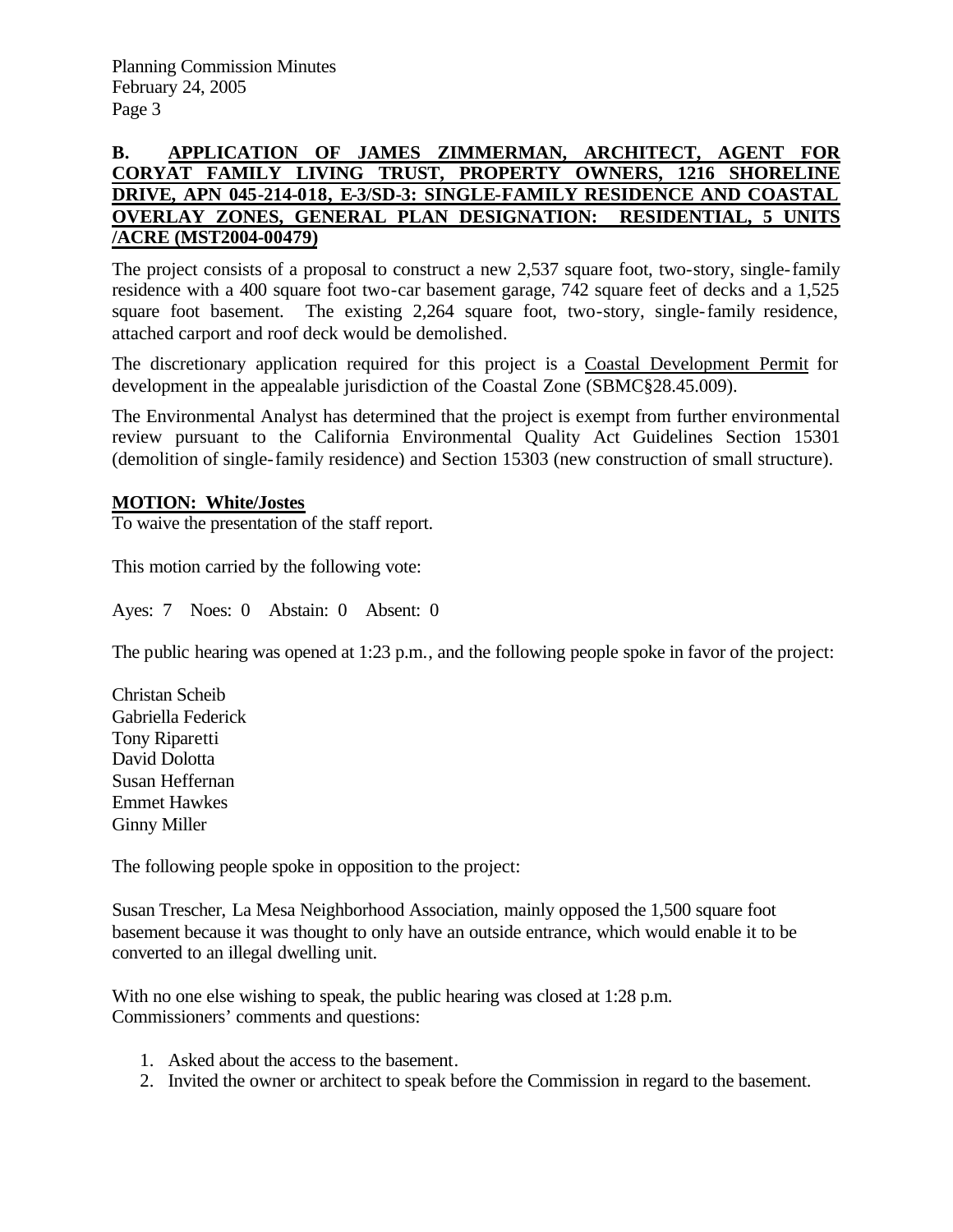**B. APPLICATION OF JAMES ZIMMERMAN, ARCHITECT, AGENT FOR CORYAT FAMILY LIVING TRUST, PROPERTY OWNERS, 1216 SHORELINE DRIVE, APN 045-214-018, E-3/SD-3: SINGLE-FAMILY RESIDENCE AND COASTAL OVERLAY ZONES, GENERAL PLAN DESIGNATION: RESIDENTIAL, 5 UNITS /ACRE (MST2004-00479)**

The project consists of a proposal to construct a new 2,537 square foot, two-story, single-family residence with a 400 square foot two-car basement garage, 742 square feet of decks and a 1,525 square foot basement. The existing 2,264 square foot, two-story, single-family residence, attached carport and roof deck would be demolished.

The discretionary application required for this project is a Coastal Development Permit for development in the appealable jurisdiction of the Coastal Zone (SBMC§28.45.009).

The Environmental Analyst has determined that the project is exempt from further environmental review pursuant to the California Environmental Quality Act Guidelines Section 15301 (demolition of single-family residence) and Section 15303 (new construction of small structure).

**MOTION: White/Jostes**
To waive the presentation of the staff report.

This motion carried by the following vote:

Ayes: 7 Noes: 0 Abstain: 0 Absent: 0

The public hearing was opened at 1:23 p.m., and the following people spoke in favor of the project:

Christan Scheib
Gabriella Federick
Tony Riparetti
David Dolotta
Susan Heffernan
Emmet Hawkes
Ginny Miller

The following people spoke in opposition to the project:

Susan Trescher, La Mesa Neighborhood Association, mainly opposed the 1,500 square foot basement because it was thought to only have an outside entrance, which would enable it to be converted to an illegal dwelling unit.

With no one else wishing to speak, the public hearing was closed at 1:28 p.m.
Commissioners' comments and questions:

1. Asked about the access to the basement.
2. Invited the owner or architect to speak before the Commission in regard to the basement.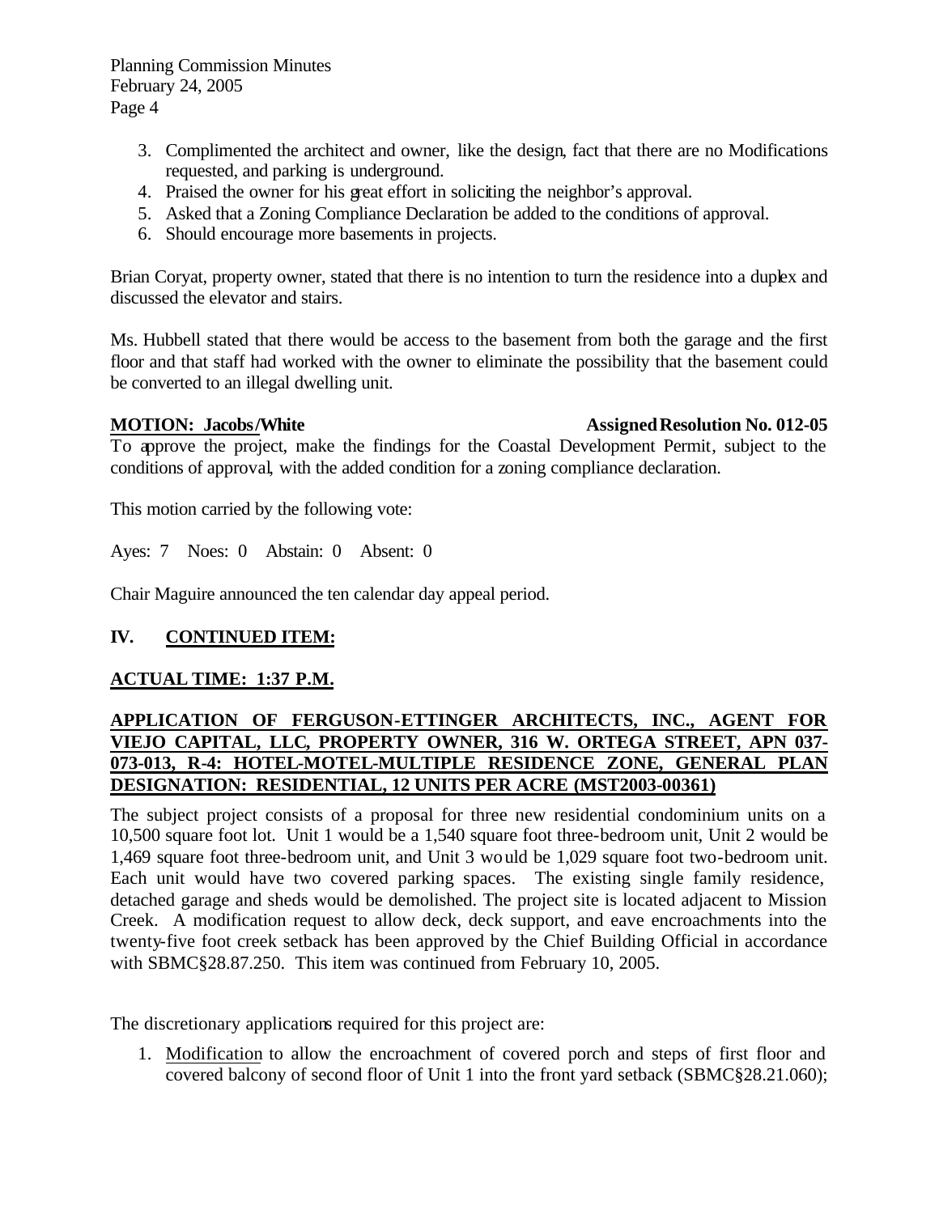3. Complimented the architect and owner, like the design, fact that there are no Modifications requested, and parking is underground.
4. Praised the owner for his great effort in soliciting the neighbor's approval.
5. Asked that a Zoning Compliance Declaration be added to the conditions of approval.
6. Should encourage more basements in projects.

Brian Coryat, property owner, stated that there is no intention to turn the residence into a duplex and discussed the elevator and stairs.

Ms. Hubbell stated that there would be access to the basement from both the garage and the first floor and that staff had worked with the owner to eliminate the possibility that the basement could be converted to an illegal dwelling unit.

**MOTION: Jacobs/White** **Assigned Resolution No. 012-05**

To approve the project, make the findings for the Coastal Development Permit, subject to the conditions of approval, with the added condition for a zoning compliance declaration.

This motion carried by the following vote:

Ayes: 7 Noes: 0 Abstain: 0 Absent: 0

Chair Maguire announced the ten calendar day appeal period.

## IV. CONTINUED ITEM:

**ACTUAL TIME: 1:37 P.M.**

**APPLICATION OF FERGUSON-ETTINGER ARCHITECTS, INC., AGENT FOR VIEJO CAPITAL, LLC, PROPERTY OWNER, 316 W. ORTEGA STREET, APN 037-073-013, R-4: HOTEL-MOTEL-MULTIPLE RESIDENCE ZONE, GENERAL PLAN DESIGNATION: RESIDENTIAL, 12 UNITS PER ACRE (MST2003-00361)**

The subject project consists of a proposal for three new residential condominium units on a 10,500 square foot lot. Unit 1 would be a 1,540 square foot three-bedroom unit, Unit 2 would be 1,469 square foot three-bedroom unit, and Unit 3 would be 1,029 square foot two-bedroom unit. Each unit would have two covered parking spaces. The existing single family residence, detached garage and sheds would be demolished. The project site is located adjacent to Mission Creek. A modification request to allow deck, deck support, and eave encroachments into the twenty-five foot creek setback has been approved by the Chief Building Official in accordance with SBMC§28.87.250. This item was continued from February 10, 2005.

The discretionary applications required for this project are:

1. Modification to allow the encroachment of covered porch and steps of first floor and covered balcony of second floor of Unit 1 into the front yard setback (SBMC§28.21.060);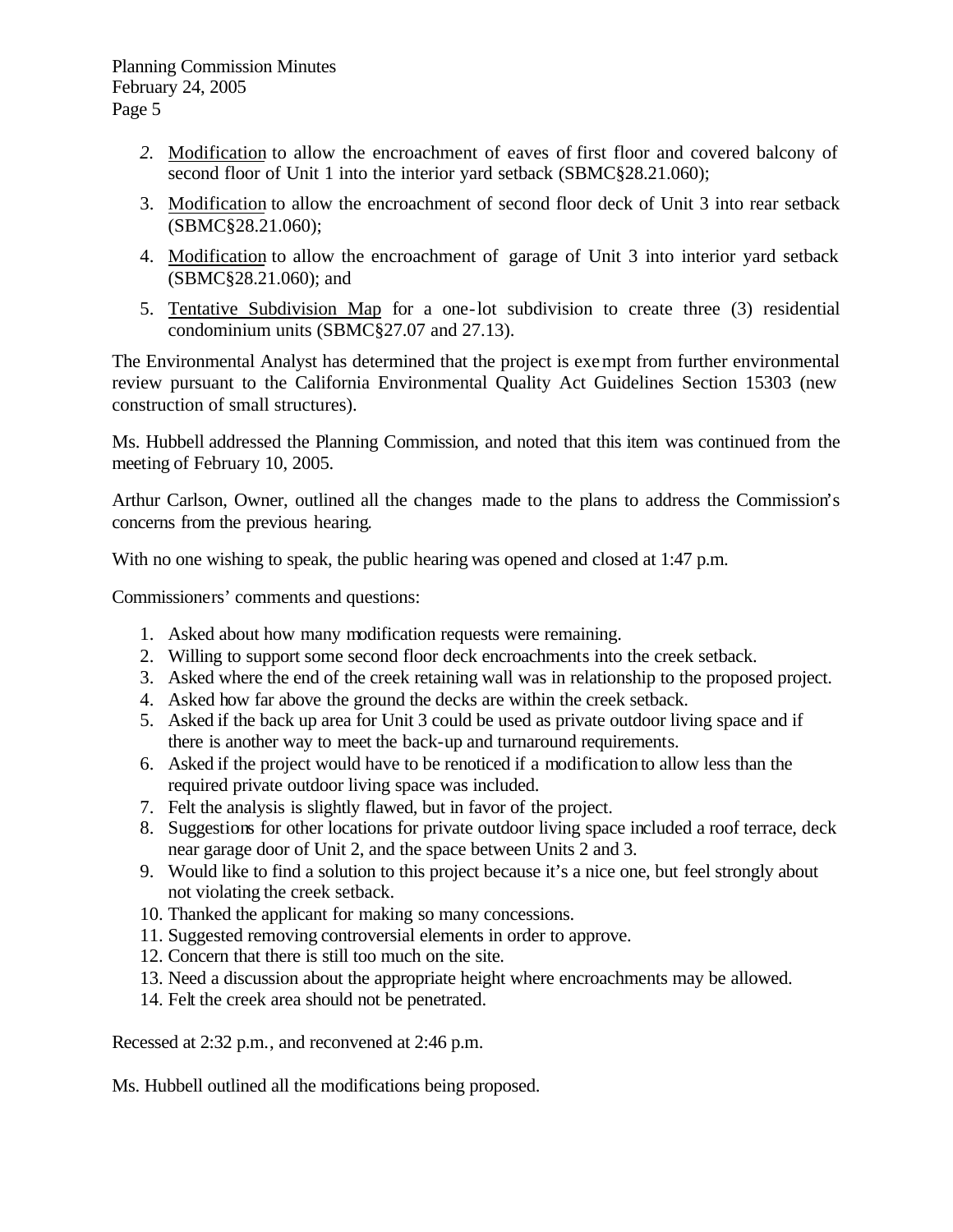2. Modification to allow the encroachment of eaves of first floor and covered balcony of second floor of Unit 1 into the interior yard setback (SBMC§28.21.060);
3. Modification to allow the encroachment of second floor deck of Unit 3 into rear setback (SBMC§28.21.060);
4. Modification to allow the encroachment of garage of Unit 3 into interior yard setback (SBMC§28.21.060); and
5. Tentative Subdivision Map for a one-lot subdivision to create three (3) residential condominium units (SBMC§27.07 and 27.13).

The Environmental Analyst has determined that the project is exempt from further environmental review pursuant to the California Environmental Quality Act Guidelines Section 15303 (new construction of small structures).

Ms. Hubbell addressed the Planning Commission, and noted that this item was continued from the meeting of February 10, 2005.

Arthur Carlson, Owner, outlined all the changes made to the plans to address the Commission's concerns from the previous hearing.

With no one wishing to speak, the public hearing was opened and closed at 1:47 p.m.

Commissioners' comments and questions:

1. Asked about how many modification requests were remaining.
2. Willing to support some second floor deck encroachments into the creek setback.
3. Asked where the end of the creek retaining wall was in relationship to the proposed project.
4. Asked how far above the ground the decks are within the creek setback.
5. Asked if the back up area for Unit 3 could be used as private outdoor living space and if there is another way to meet the back-up and turnaround requirements.
6. Asked if the project would have to be renoticed if a modification to allow less than the required private outdoor living space was included.
7. Felt the analysis is slightly flawed, but in favor of the project.
8. Suggestions for other locations for private outdoor living space included a roof terrace, deck near garage door of Unit 2, and the space between Units 2 and 3.
9. Would like to find a solution to this project because it's a nice one, but feel strongly about not violating the creek setback.
10. Thanked the applicant for making so many concessions.
11. Suggested removing controversial elements in order to approve.
12. Concern that there is still too much on the site.
13. Need a discussion about the appropriate height where encroachments may be allowed.
14. Felt the creek area should not be penetrated.

Recessed at 2:32 p.m., and reconvened at 2:46 p.m.

Ms. Hubbell outlined all the modifications being proposed.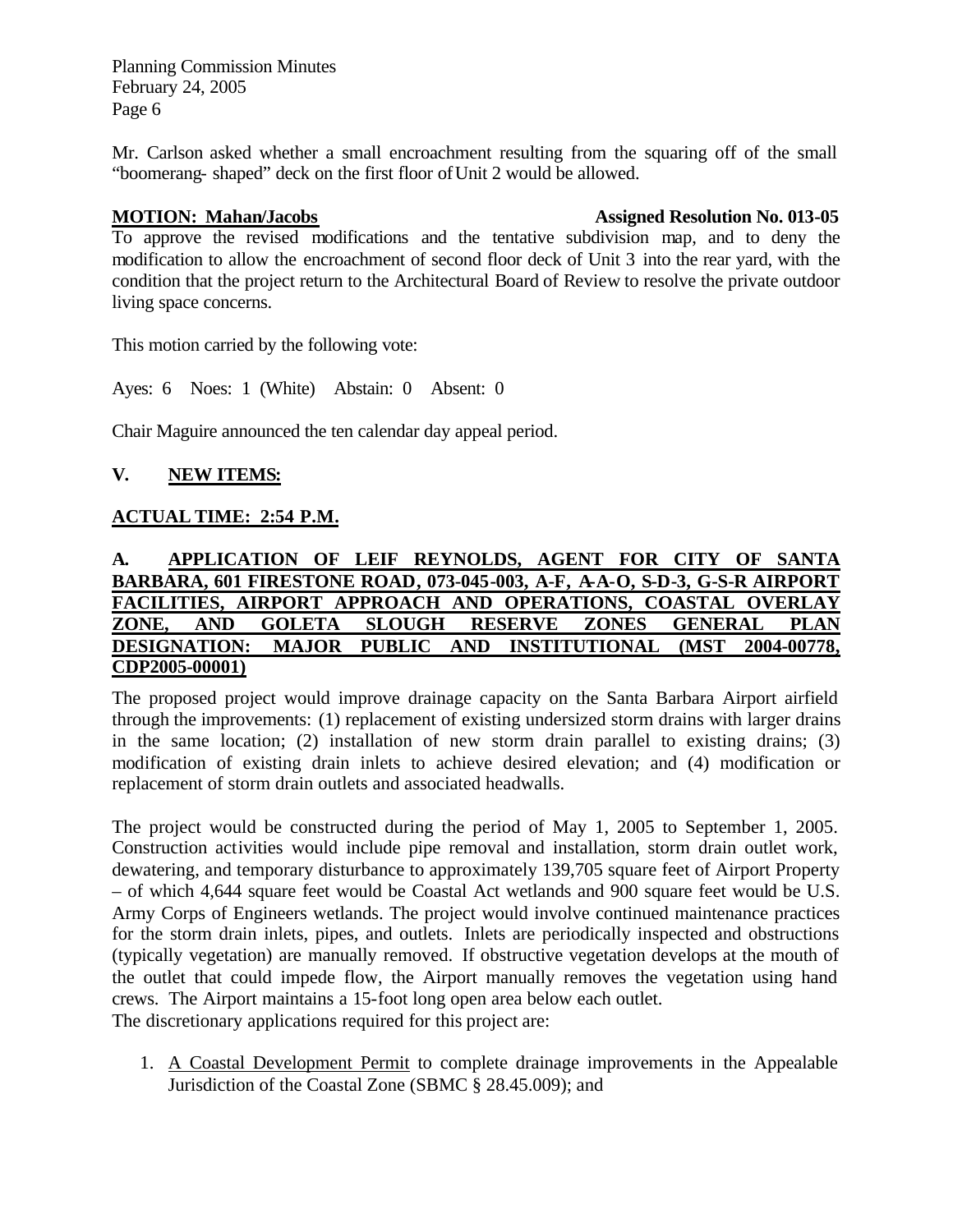Mr. Carlson asked whether a small encroachment resulting from the squaring off of the small "boomerang- shaped" deck on the first floor of Unit 2 would be allowed.

**MOTION: Mahan/Jacobs** **Assigned Resolution No. 013-05**

To approve the revised modifications and the tentative subdivision map, and to deny the modification to allow the encroachment of second floor deck of Unit 3 into the rear yard, with the condition that the project return to the Architectural Board of Review to resolve the private outdoor living space concerns.

This motion carried by the following vote:

Ayes: 6 Noes: 1 (White) Abstain: 0 Absent: 0

Chair Maguire announced the ten calendar day appeal period.

## V. NEW ITEMS:

**ACTUAL TIME: 2:54 P.M.**

### A. APPLICATION OF LEIF REYNOLDS, AGENT FOR CITY OF SANTA BARBARA, 601 FIRESTONE ROAD, 073-045-003, A-F, A-A-O, S-D-3, G-S-R AIRPORT FACILITIES, AIRPORT APPROACH AND OPERATIONS, COASTAL OVERLAY ZONE, AND GOLETA SLOUGH RESERVE ZONES GENERAL PLAN DESIGNATION: MAJOR PUBLIC AND INSTITUTIONAL (MST 2004-00778, CDP2005-00001)

The proposed project would improve drainage capacity on the Santa Barbara Airport airfield through the improvements: (1) replacement of existing undersized storm drains with larger drains in the same location; (2) installation of new storm drain parallel to existing drains; (3) modification of existing drain inlets to achieve desired elevation; and (4) modification or replacement of storm drain outlets and associated headwalls.

The project would be constructed during the period of May 1, 2005 to September 1, 2005. Construction activities would include pipe removal and installation, storm drain outlet work, dewatering, and temporary disturbance to approximately 139,705 square feet of Airport Property – of which 4,644 square feet would be Coastal Act wetlands and 900 square feet would be U.S. Army Corps of Engineers wetlands. The project would involve continued maintenance practices for the storm drain inlets, pipes, and outlets. Inlets are periodically inspected and obstructions (typically vegetation) are manually removed. If obstructive vegetation develops at the mouth of the outlet that could impede flow, the Airport manually removes the vegetation using hand crews. The Airport maintains a 15-foot long open area below each outlet.

The discretionary applications required for this project are:

1. A Coastal Development Permit to complete drainage improvements in the Appealable Jurisdiction of the Coastal Zone (SBMC § 28.45.009); and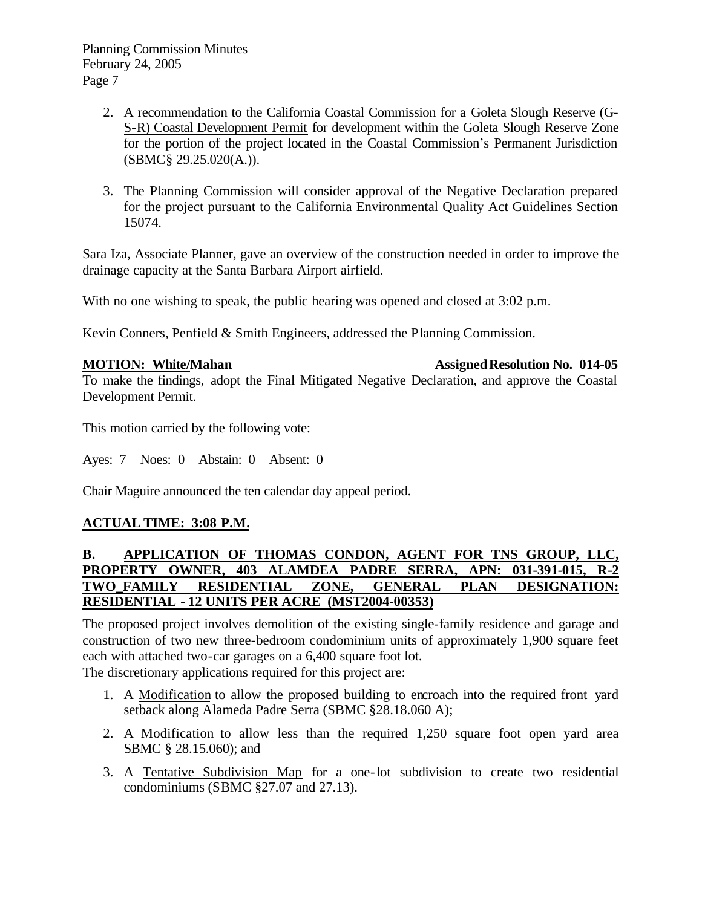2. A recommendation to the California Coastal Commission for a Goleta Slough Reserve (G-S-R) Coastal Development Permit for development within the Goleta Slough Reserve Zone for the portion of the project located in the Coastal Commission's Permanent Jurisdiction (SBMC§ 29.25.020(A.)).

3. The Planning Commission will consider approval of the Negative Declaration prepared for the project pursuant to the California Environmental Quality Act Guidelines Section 15074.

Sara Iza, Associate Planner, gave an overview of the construction needed in order to improve the drainage capacity at the Santa Barbara Airport airfield.

With no one wishing to speak, the public hearing was opened and closed at 3:02 p.m.

Kevin Conners, Penfield & Smith Engineers, addressed the Planning Commission.

**MOTION: White/Mahan** **Assigned Resolution No. 014-05**

To make the findings, adopt the Final Mitigated Negative Declaration, and approve the Coastal Development Permit.

This motion carried by the following vote:

Ayes: 7 Noes: 0 Abstain: 0 Absent: 0

Chair Maguire announced the ten calendar day appeal period.

**ACTUAL TIME: 3:08 P.M.**

**B. APPLICATION OF THOMAS CONDON, AGENT FOR TNS GROUP, LLC, PROPERTY OWNER, 403 ALAMDEA PADRE SERRA, APN: 031-391-015, R-2 TWO_FAMILY RESIDENTIAL ZONE, GENERAL PLAN DESIGNATION: RESIDENTIAL - 12 UNITS PER ACRE (MST2004-00353)**

The proposed project involves demolition of the existing single-family residence and garage and construction of two new three-bedroom condominium units of approximately 1,900 square feet each with attached two-car garages on a 6,400 square foot lot.

The discretionary applications required for this project are:

1. A Modification to allow the proposed building to encroach into the required front yard setback along Alameda Padre Serra (SBMC §28.18.060 A);

2. A Modification to allow less than the required 1,250 square foot open yard area SBMC § 28.15.060); and

3. A Tentative Subdivision Map for a one-lot subdivision to create two residential condominiums (SBMC §27.07 and 27.13).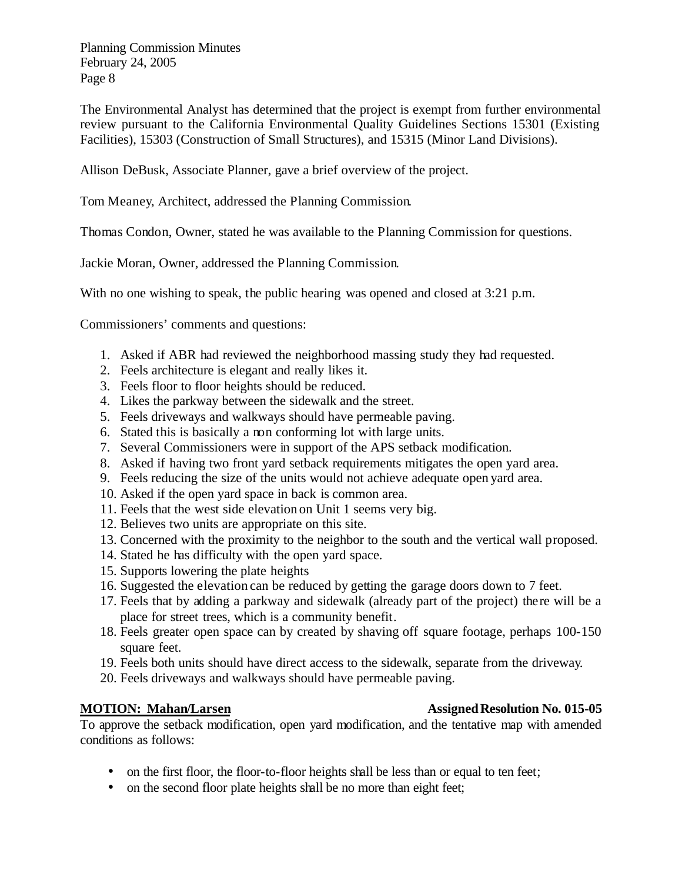The Environmental Analyst has determined that the project is exempt from further environmental review pursuant to the California Environmental Quality Guidelines Sections 15301 (Existing Facilities), 15303 (Construction of Small Structures), and 15315 (Minor Land Divisions).

Allison DeBusk, Associate Planner, gave a brief overview of the project.

Tom Meaney, Architect, addressed the Planning Commission.

Thomas Condon, Owner, stated he was available to the Planning Commission for questions.

Jackie Moran, Owner, addressed the Planning Commission.

With no one wishing to speak, the public hearing was opened and closed at 3:21 p.m.

Commissioners' comments and questions:

1. Asked if ABR had reviewed the neighborhood massing study they had requested.
2. Feels architecture is elegant and really likes it.
3. Feels floor to floor heights should be reduced.
4. Likes the parkway between the sidewalk and the street.
5. Feels driveways and walkways should have permeable paving.
6. Stated this is basically a non conforming lot with large units.
7. Several Commissioners were in support of the APS setback modification.
8. Asked if having two front yard setback requirements mitigates the open yard area.
9. Feels reducing the size of the units would not achieve adequate open yard area.
10. Asked if the open yard space in back is common area.
11. Feels that the west side elevation on Unit 1 seems very big.
12. Believes two units are appropriate on this site.
13. Concerned with the proximity to the neighbor to the south and the vertical wall proposed.
14. Stated he has difficulty with the open yard space.
15. Supports lowering the plate heights
16. Suggested the elevation can be reduced by getting the garage doors down to 7 feet.
17. Feels that by adding a parkway and sidewalk (already part of the project) there will be a place for street trees, which is a community benefit.
18. Feels greater open space can by created by shaving off square footage, perhaps 100-150 square feet.
19. Feels both units should have direct access to the sidewalk, separate from the driveway.
20. Feels driveways and walkways should have permeable paving.

**MOTION: Mahan/Larsen** **Assigned Resolution No. 015-05**

To approve the setback modification, open yard modification, and the tentative map with amended conditions as follows:

- on the first floor, the floor-to-floor heights shall be less than or equal to ten feet;
- on the second floor plate heights shall be no more than eight feet;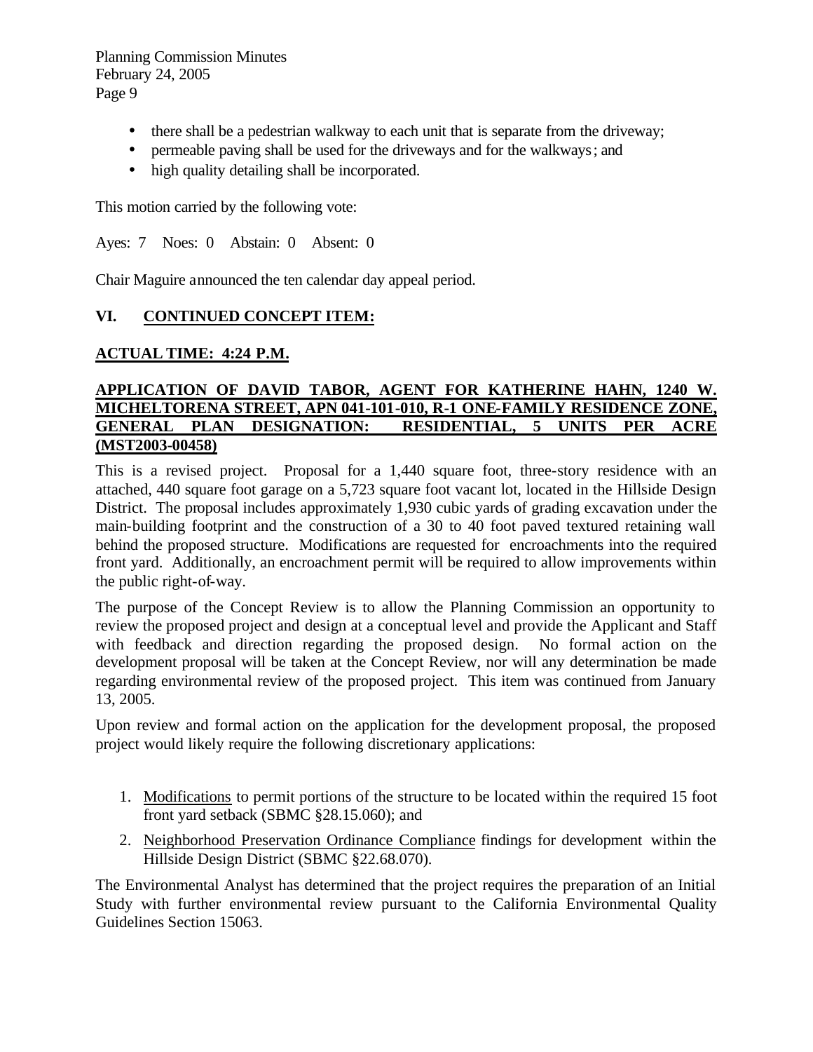- there shall be a pedestrian walkway to each unit that is separate from the driveway;
- permeable paving shall be used for the driveways and for the walkways; and
- high quality detailing shall be incorporated.

This motion carried by the following vote:

Ayes: 7 Noes: 0 Abstain: 0 Absent: 0

Chair Maguire announced the ten calendar day appeal period.

## VI. <u>CONTINUED CONCEPT ITEM:</u>

**<u>ACTUAL TIME: 4:24 P.M.</u>**

**<u>APPLICATION OF DAVID TABOR, AGENT FOR KATHERINE HAHN, 1240 W. MICHELTORENA STREET, APN 041-101-010, R-1 ONE-FAMILY RESIDENCE ZONE, GENERAL PLAN DESIGNATION: RESIDENTIAL, 5 UNITS PER ACRE (MST2003-00458)</u>**

This is a revised project. Proposal for a 1,440 square foot, three-story residence with an attached, 440 square foot garage on a 5,723 square foot vacant lot, located in the Hillside Design District. The proposal includes approximately 1,930 cubic yards of grading excavation under the main-building footprint and the construction of a 30 to 40 foot paved textured retaining wall behind the proposed structure. Modifications are requested for encroachments into the required front yard. Additionally, an encroachment permit will be required to allow improvements within the public right-of-way.

The purpose of the Concept Review is to allow the Planning Commission an opportunity to review the proposed project and design at a conceptual level and provide the Applicant and Staff with feedback and direction regarding the proposed design. No formal action on the development proposal will be taken at the Concept Review, nor will any determination be made regarding environmental review of the proposed project. This item was continued from January 13, 2005.

Upon review and formal action on the application for the development proposal, the proposed project would likely require the following discretionary applications:

1. <u>Modifications</u> to permit portions of the structure to be located within the required 15 foot front yard setback (SBMC §28.15.060); and
2. <u>Neighborhood Preservation Ordinance Compliance</u> findings for development within the Hillside Design District (SBMC §22.68.070).

The Environmental Analyst has determined that the project requires the preparation of an Initial Study with further environmental review pursuant to the California Environmental Quality Guidelines Section 15063.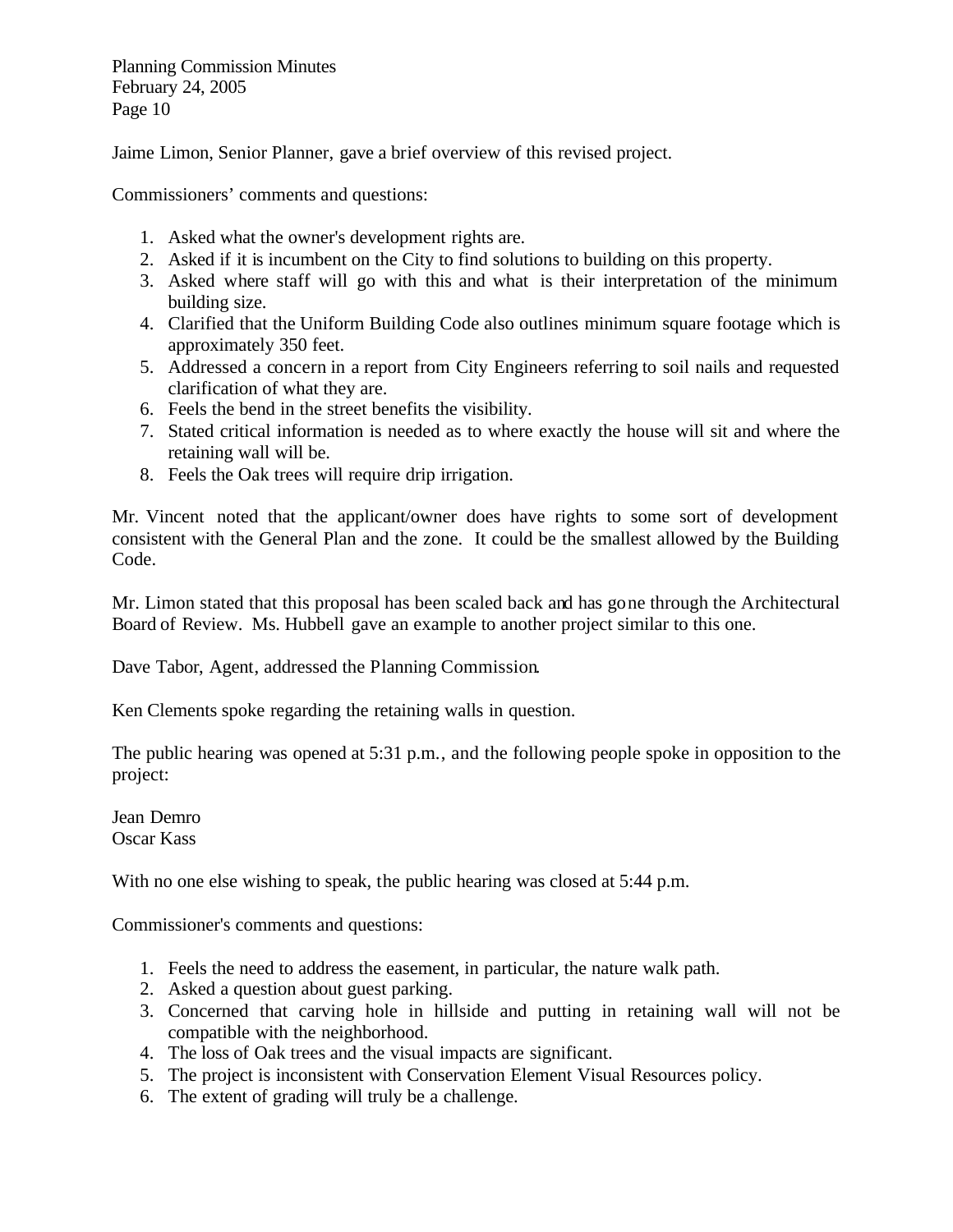Jaime Limon, Senior Planner, gave a brief overview of this revised project.

Commissioners' comments and questions:

1. Asked what the owner's development rights are.
2. Asked if it is incumbent on the City to find solutions to building on this property.
3. Asked where staff will go with this and what is their interpretation of the minimum building size.
4. Clarified that the Uniform Building Code also outlines minimum square footage which is approximately 350 feet.
5. Addressed a concern in a report from City Engineers referring to soil nails and requested clarification of what they are.
6. Feels the bend in the street benefits the visibility.
7. Stated critical information is needed as to where exactly the house will sit and where the retaining wall will be.
8. Feels the Oak trees will require drip irrigation.

Mr. Vincent noted that the applicant/owner does have rights to some sort of development consistent with the General Plan and the zone. It could be the smallest allowed by the Building Code.

Mr. Limon stated that this proposal has been scaled back and has gone through the Architectural Board of Review. Ms. Hubbell gave an example to another project similar to this one.

Dave Tabor, Agent, addressed the Planning Commission.

Ken Clements spoke regarding the retaining walls in question.

The public hearing was opened at 5:31 p.m., and the following people spoke in opposition to the project:

Jean Demro
Oscar Kass

With no one else wishing to speak, the public hearing was closed at 5:44 p.m.

Commissioner's comments and questions:

1. Feels the need to address the easement, in particular, the nature walk path.
2. Asked a question about guest parking.
3. Concerned that carving hole in hillside and putting in retaining wall will not be compatible with the neighborhood.
4. The loss of Oak trees and the visual impacts are significant.
5. The project is inconsistent with Conservation Element Visual Resources policy.
6. The extent of grading will truly be a challenge.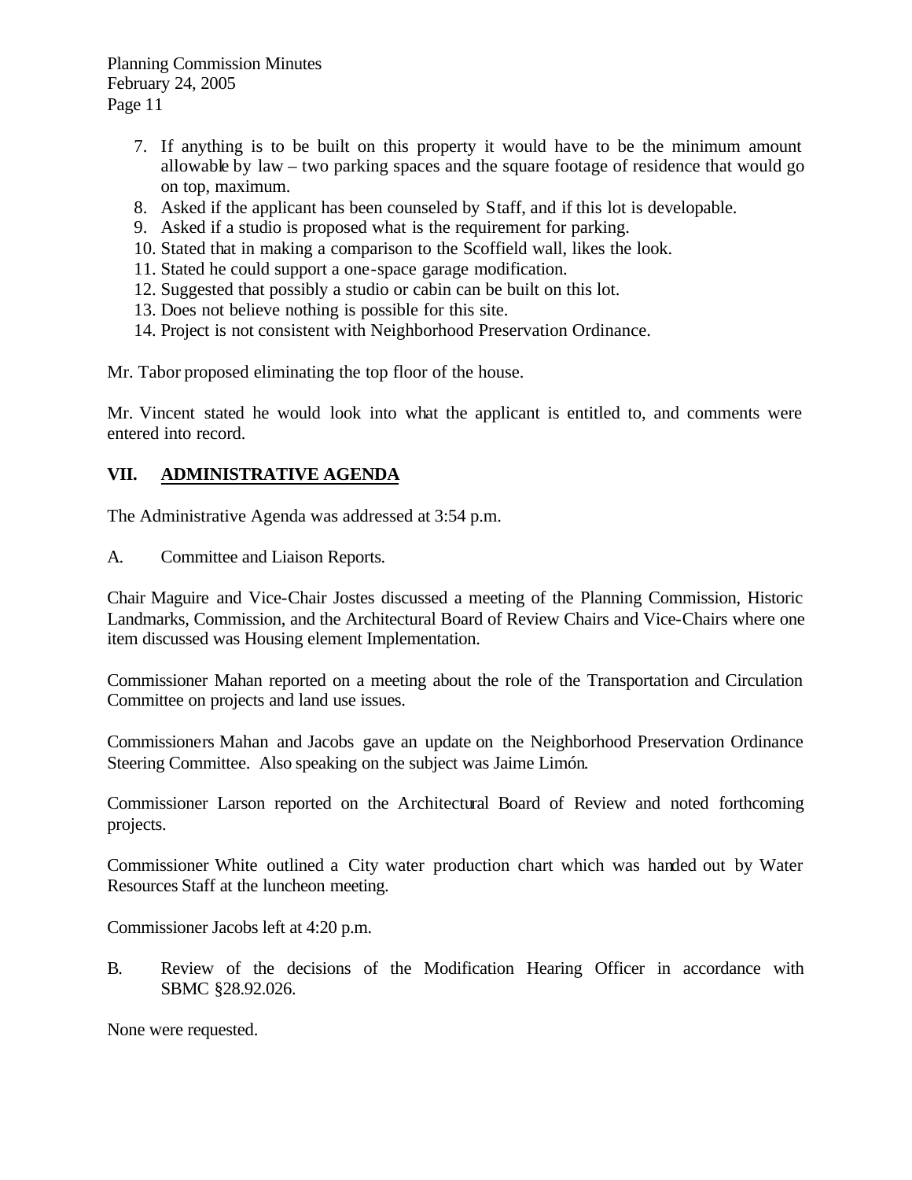7. If anything is to be built on this property it would have to be the minimum amount allowable by law – two parking spaces and the square footage of residence that would go on top, maximum.
8. Asked if the applicant has been counseled by Staff, and if this lot is developable.
9. Asked if a studio is proposed what is the requirement for parking.
10. Stated that in making a comparison to the Scoffield wall, likes the look.
11. Stated he could support a one-space garage modification.
12. Suggested that possibly a studio or cabin can be built on this lot.
13. Does not believe nothing is possible for this site.
14. Project is not consistent with Neighborhood Preservation Ordinance.

Mr. Tabor proposed eliminating the top floor of the house.

Mr. Vincent stated he would look into what the applicant is entitled to, and comments were entered into record.

## VII. ADMINISTRATIVE AGENDA

The Administrative Agenda was addressed at 3:54 p.m.

A. Committee and Liaison Reports.

Chair Maguire and Vice-Chair Jostes discussed a meeting of the Planning Commission, Historic Landmarks, Commission, and the Architectural Board of Review Chairs and Vice-Chairs where one item discussed was Housing element Implementation.

Commissioner Mahan reported on a meeting about the role of the Transportation and Circulation Committee on projects and land use issues.

Commissioners Mahan and Jacobs gave an update on the Neighborhood Preservation Ordinance Steering Committee. Also speaking on the subject was Jaime Limón.

Commissioner Larson reported on the Architectural Board of Review and noted forthcoming projects.

Commissioner White outlined a City water production chart which was handed out by Water Resources Staff at the luncheon meeting.

Commissioner Jacobs left at 4:20 p.m.

B. Review of the decisions of the Modification Hearing Officer in accordance with SBMC §28.92.026.

None were requested.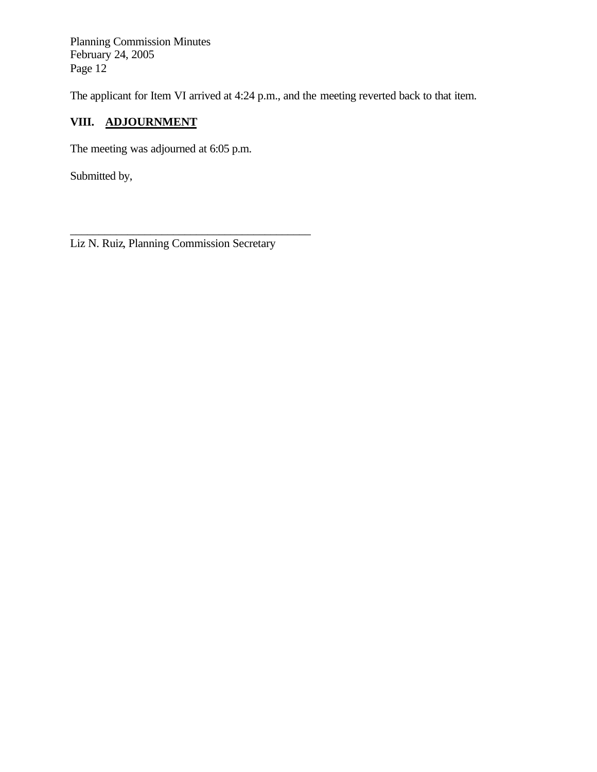The applicant for Item VI arrived at 4:24 p.m., and the meeting reverted back to that item.

## VIII. ADJOURNMENT

The meeting was adjourned at 6:05 p.m.

Submitted by,

\_\_\_\_\_\_\_\_\_\_\_\_\_\_\_\_\_\_\_\_\_\_\_\_\_\_\_\_\_\_\_\_\_\_\_\_\_\_\_\_\_\_

Liz N. Ruiz, Planning Commission Secretary